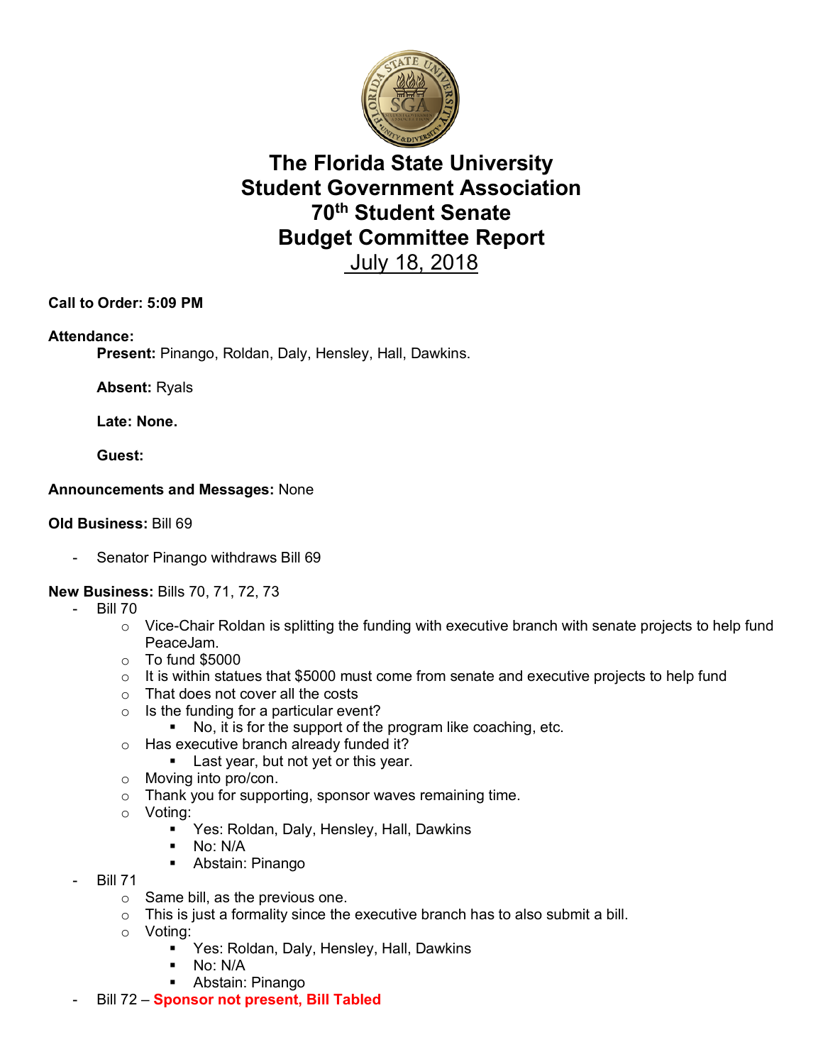# The Florida State University
# Student Government Association
# 70th Student Senate
# Budget Committee Report
## July 18, 2018

**Call to Order: 5:09 PM**

**Attendance:**

**Present:** Pinango, Roldan, Daly, Hensley, Hall, Dawkins.

**Absent:** Ryals

**Late: None.**

**Guest:**

**Announcements and Messages:** None

**Old Business:** Bill 69

- Senator Pinango withdraws Bill 69

**New Business:** Bills 70, 71, 72, 73

- Bill 70
  - Vice-Chair Roldan is splitting the funding with executive branch with senate projects to help fund PeaceJam.
  - To fund $5000
  - It is within statues that $5000 must come from senate and executive projects to help fund
  - That does not cover all the costs
  - Is the funding for a particular event?
    - No, it is for the support of the program like coaching, etc.
  - Has executive branch already funded it?
    - Last year, but not yet or this year.
  - Moving into pro/con.
  - Thank you for supporting, sponsor waves remaining time.
  - Voting:
    - Yes: Roldan, Daly, Hensley, Hall, Dawkins
    - No: N/A
    - Abstain: Pinango
- Bill 71
  - Same bill, as the previous one.
  - This is just a formality since the executive branch has to also submit a bill.
  - Voting:
    - Yes: Roldan, Daly, Hensley, Hall, Dawkins
    - No: N/A
    - Abstain: Pinango
- Bill 72 – **Sponsor not present, Bill Tabled**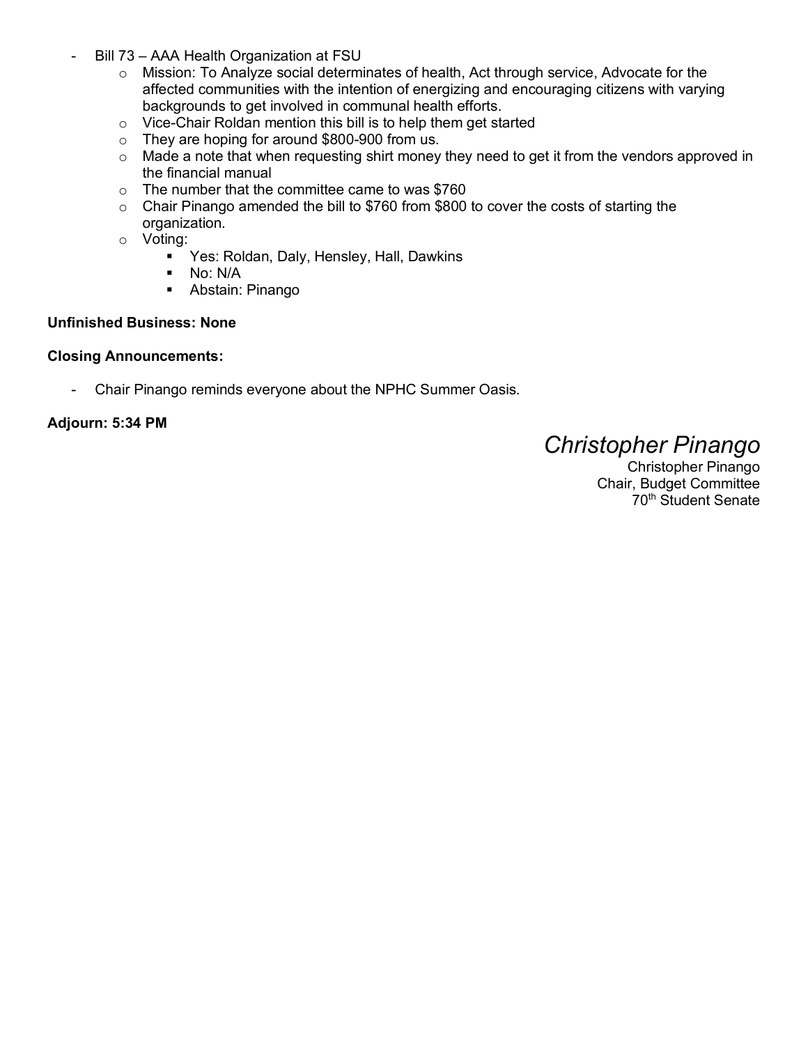- Bill 73 – AAA Health Organization at FSU
  - Mission: To Analyze social determinates of health, Act through service, Advocate for the affected communities with the intention of energizing and encouraging citizens with varying backgrounds to get involved in communal health efforts.
  - Vice-Chair Roldan mention this bill is to help them get started
  - They are hoping for around $800-900 from us.
  - Made a note that when requesting shirt money they need to get it from the vendors approved in the financial manual
  - The number that the committee came to was $760
  - Chair Pinango amended the bill to $760 from $800 to cover the costs of starting the organization.
  - Voting:
    - Yes: Roldan, Daly, Hensley, Hall, Dawkins
    - No: N/A
    - Abstain: Pinango

**Unfinished Business: None**

**Closing Announcements:**

- Chair Pinango reminds everyone about the NPHC Summer Oasis.

**Adjourn: 5:34 PM**

*Christopher Pinango*

Christopher Pinango
Chair, Budget Committee
70th Student Senate